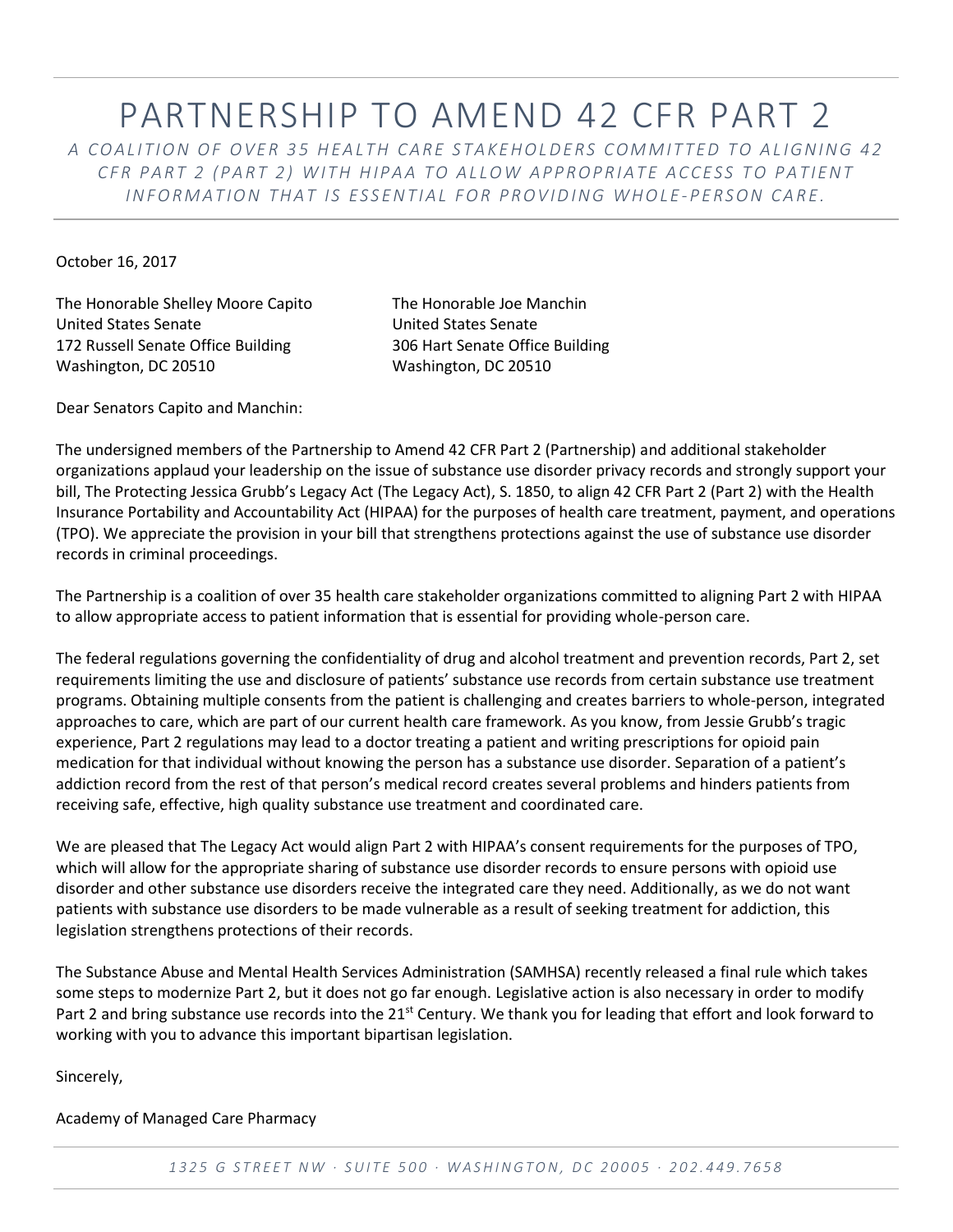# PARTNERSHIP TO AMEND 42 CFR PART 2

*A COALITION OF OVER 35 HEALTH CARE STAKEHOLDERS COMMITTED TO ALIGNING 42 CFR PART 2 (PART 2) WITH HIPAA TO ALLOW APPROPRIATE ACCESS TO PATIENT INFORMATION THAT IS ESSENTIAL FOR PROVIDING WHOLE-PERSON CARE.*

October 16, 2017

The Honorable Shelley Moore Capito
United States Senate
172 Russell Senate Office Building
Washington, DC 20510

The Honorable Joe Manchin
United States Senate
306 Hart Senate Office Building
Washington, DC 20510

Dear Senators Capito and Manchin:

The undersigned members of the Partnership to Amend 42 CFR Part 2 (Partnership) and additional stakeholder organizations applaud your leadership on the issue of substance use disorder privacy records and strongly support your bill, The Protecting Jessica Grubb's Legacy Act (The Legacy Act), S. 1850, to align 42 CFR Part 2 (Part 2) with the Health Insurance Portability and Accountability Act (HIPAA) for the purposes of health care treatment, payment, and operations (TPO). We appreciate the provision in your bill that strengthens protections against the use of substance use disorder records in criminal proceedings.

The Partnership is a coalition of over 35 health care stakeholder organizations committed to aligning Part 2 with HIPAA to allow appropriate access to patient information that is essential for providing whole-person care.

The federal regulations governing the confidentiality of drug and alcohol treatment and prevention records, Part 2, set requirements limiting the use and disclosure of patients' substance use records from certain substance use treatment programs. Obtaining multiple consents from the patient is challenging and creates barriers to whole-person, integrated approaches to care, which are part of our current health care framework. As you know, from Jessie Grubb's tragic experience, Part 2 regulations may lead to a doctor treating a patient and writing prescriptions for opioid pain medication for that individual without knowing the person has a substance use disorder. Separation of a patient's addiction record from the rest of that person's medical record creates several problems and hinders patients from receiving safe, effective, high quality substance use treatment and coordinated care.

We are pleased that The Legacy Act would align Part 2 with HIPAA's consent requirements for the purposes of TPO, which will allow for the appropriate sharing of substance use disorder records to ensure persons with opioid use disorder and other substance use disorders receive the integrated care they need. Additionally, as we do not want patients with substance use disorders to be made vulnerable as a result of seeking treatment for addiction, this legislation strengthens protections of their records.

The Substance Abuse and Mental Health Services Administration (SAMHSA) recently released a final rule which takes some steps to modernize Part 2, but it does not go far enough. Legislative action is also necessary in order to modify Part 2 and bring substance use records into the 21st Century. We thank you for leading that effort and look forward to working with you to advance this important bipartisan legislation.

Sincerely,

Academy of Managed Care Pharmacy

*1325 G STREET NW · SUITE 500 · WASHINGTON, DC 20005 · 202.449.7658*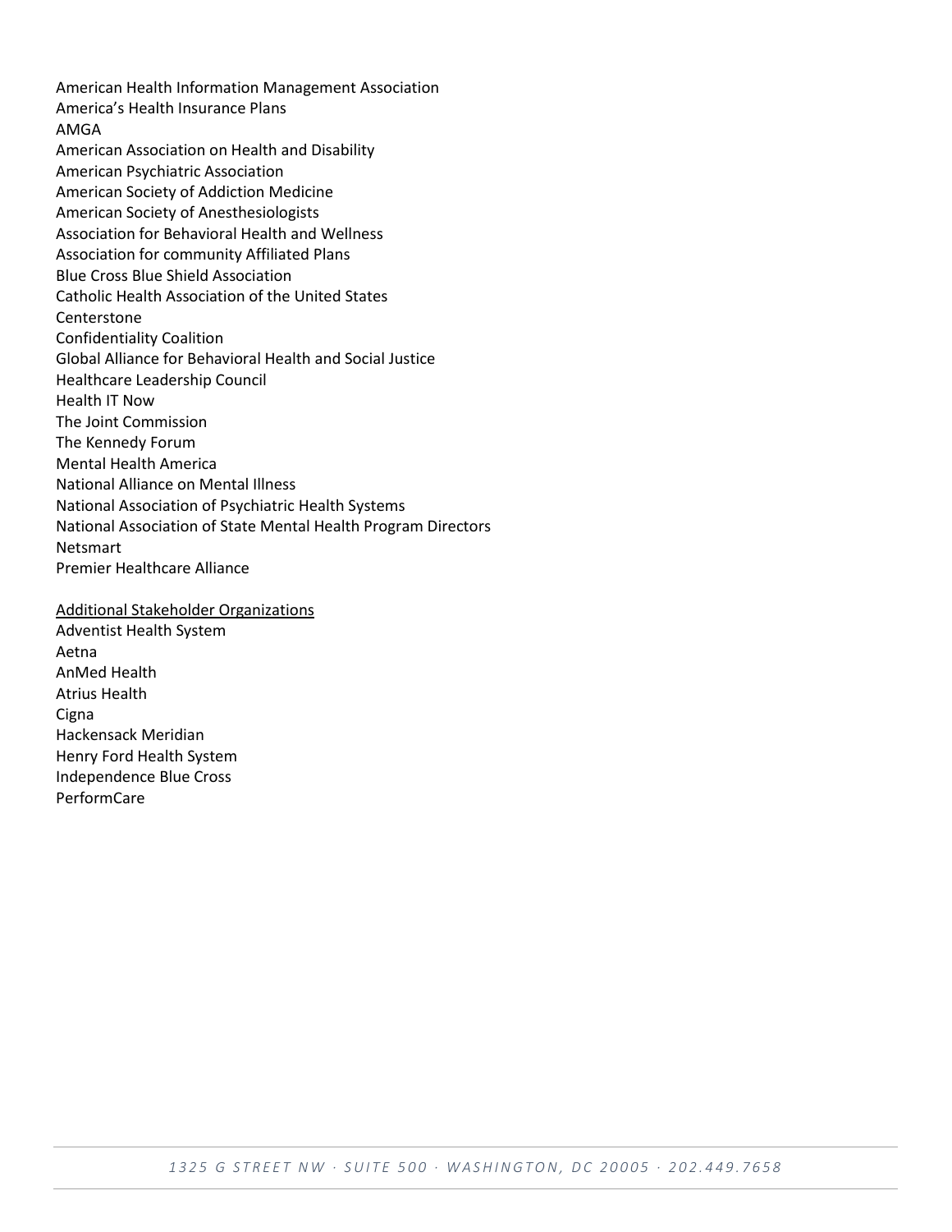American Health Information Management Association
America's Health Insurance Plans
AMGA
American Association on Health and Disability
American Psychiatric Association
American Society of Addiction Medicine
American Society of Anesthesiologists
Association for Behavioral Health and Wellness
Association for community Affiliated Plans
Blue Cross Blue Shield Association
Catholic Health Association of the United States
Centerstone
Confidentiality Coalition
Global Alliance for Behavioral Health and Social Justice
Healthcare Leadership Council
Health IT Now
The Joint Commission
The Kennedy Forum
Mental Health America
National Alliance on Mental Illness
National Association of Psychiatric Health Systems
National Association of State Mental Health Program Directors
Netsmart
Premier Healthcare Alliance

<u>Additional Stakeholder Organizations</u>
Adventist Health System
Aetna
AnMed Health
Atrius Health
Cigna
Hackensack Meridian
Henry Ford Health System
Independence Blue Cross
PerformCare